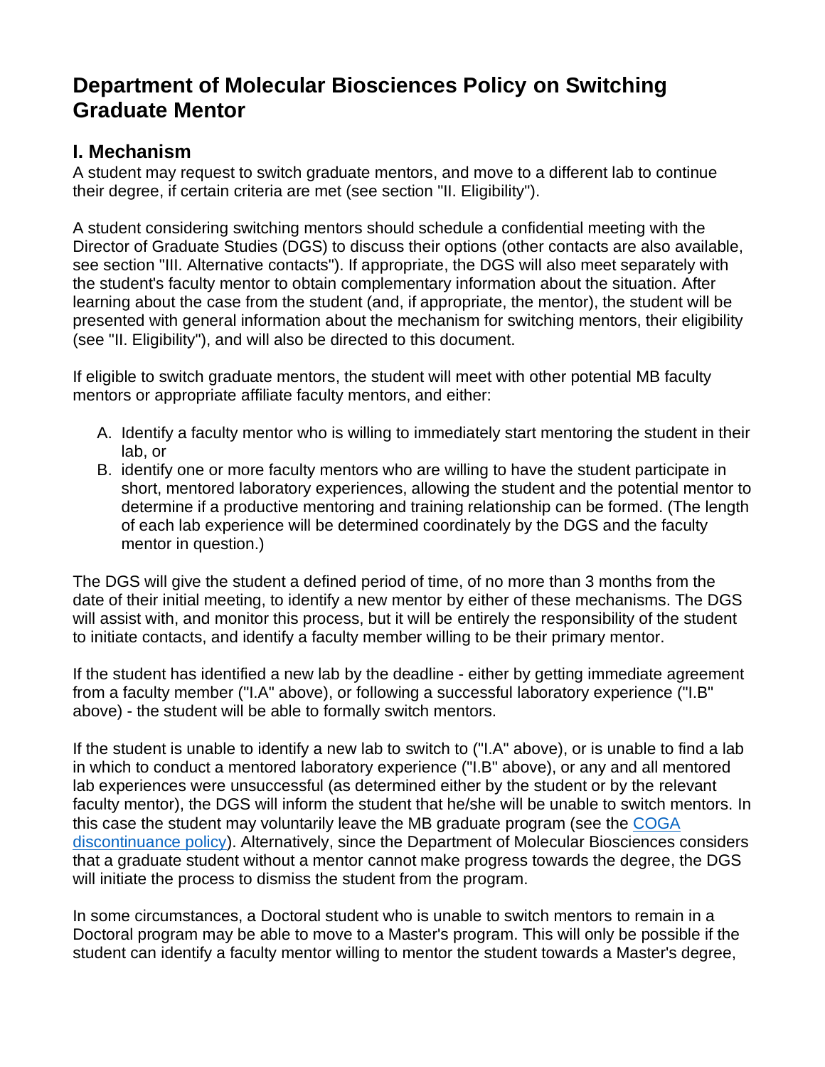# Department of Molecular Biosciences Policy on Switching Graduate Mentor

## I. Mechanism

A student may request to switch graduate mentors, and move to a different lab to continue their degree, if certain criteria are met (see section "II. Eligibility").

A student considering switching mentors should schedule a confidential meeting with the Director of Graduate Studies (DGS) to discuss their options (other contacts are also available, see section "III. Alternative contacts"). If appropriate, the DGS will also meet separately with the student's faculty mentor to obtain complementary information about the situation. After learning about the case from the student (and, if appropriate, the mentor), the student will be presented with general information about the mechanism for switching mentors, their eligibility (see "II. Eligibility"), and will also be directed to this document.

If eligible to switch graduate mentors, the student will meet with other potential MB faculty mentors or appropriate affiliate faculty mentors, and either:

A. Identify a faculty mentor who is willing to immediately start mentoring the student in their lab, or
B. identify one or more faculty mentors who are willing to have the student participate in short, mentored laboratory experiences, allowing the student and the potential mentor to determine if a productive mentoring and training relationship can be formed. (The length of each lab experience will be determined coordinately by the DGS and the faculty mentor in question.)

The DGS will give the student a defined period of time, of no more than 3 months from the date of their initial meeting, to identify a new mentor by either of these mechanisms. The DGS will assist with, and monitor this process, but it will be entirely the responsibility of the student to initiate contacts, and identify a faculty member willing to be their primary mentor.

If the student has identified a new lab by the deadline - either by getting immediate agreement from a faculty member ("I.A" above), or following a successful laboratory experience ("I.B" above) - the student will be able to formally switch mentors.

If the student is unable to identify a new lab to switch to ("I.A" above), or is unable to find a lab in which to conduct a mentored laboratory experience ("I.B" above), or any and all mentored lab experiences were unsuccessful (as determined either by the student or by the relevant faculty mentor), the DGS will inform the student that he/she will be unable to switch mentors. In this case the student may voluntarily leave the MB graduate program (see the COGA discontinuance policy). Alternatively, since the Department of Molecular Biosciences considers that a graduate student without a mentor cannot make progress towards the degree, the DGS will initiate the process to dismiss the student from the program.

In some circumstances, a Doctoral student who is unable to switch mentors to remain in a Doctoral program may be able to move to a Master's program. This will only be possible if the student can identify a faculty mentor willing to mentor the student towards a Master's degree,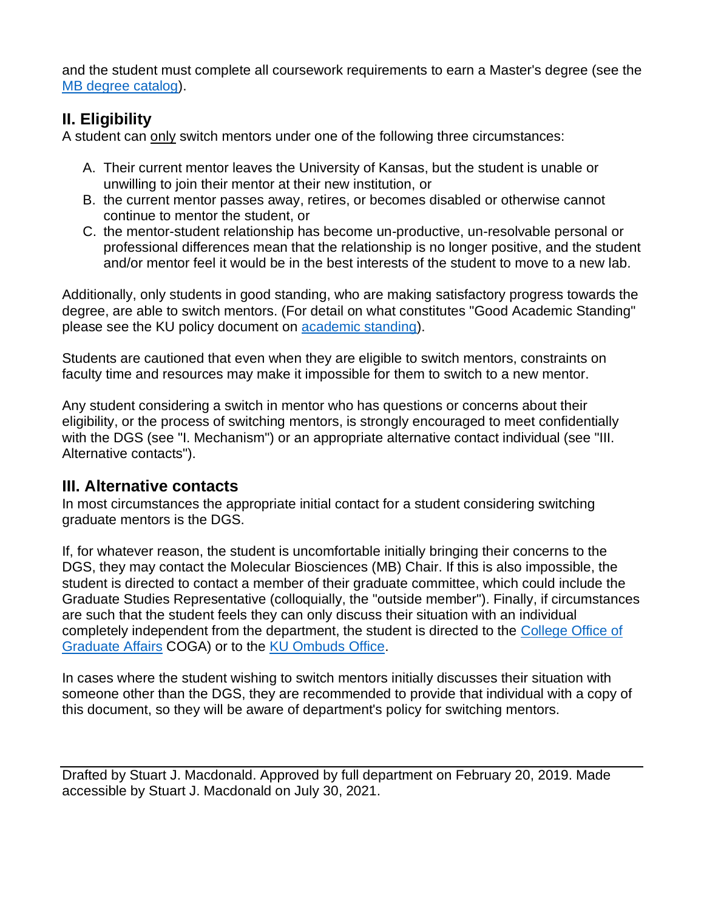and the student must complete all coursework requirements to earn a Master's degree (see the [MB degree catalog]).

## II. Eligibility

A student can only switch mentors under one of the following three circumstances:

A. Their current mentor leaves the University of Kansas, but the student is unable or unwilling to join their mentor at their new institution, or
B. the current mentor passes away, retires, or becomes disabled or otherwise cannot continue to mentor the student, or
C. the mentor-student relationship has become un-productive, un-resolvable personal or professional differences mean that the relationship is no longer positive, and the student and/or mentor feel it would be in the best interests of the student to move to a new lab.

Additionally, only students in good standing, who are making satisfactory progress towards the degree, are able to switch mentors. (For detail on what constitutes "Good Academic Standing" please see the KU policy document on academic standing).

Students are cautioned that even when they are eligible to switch mentors, constraints on faculty time and resources may make it impossible for them to switch to a new mentor.

Any student considering a switch in mentor who has questions or concerns about their eligibility, or the process of switching mentors, is strongly encouraged to meet confidentially with the DGS (see "I. Mechanism") or an appropriate alternative contact individual (see "III. Alternative contacts").

## III. Alternative contacts

In most circumstances the appropriate initial contact for a student considering switching graduate mentors is the DGS.

If, for whatever reason, the student is uncomfortable initially bringing their concerns to the DGS, they may contact the Molecular Biosciences (MB) Chair. If this is also impossible, the student is directed to contact a member of their graduate committee, which could include the Graduate Studies Representative (colloquially, the "outside member"). Finally, if circumstances are such that the student feels they can only discuss their situation with an individual completely independent from the department, the student is directed to the College Office of Graduate Affairs COGA) or to the KU Ombuds Office.

In cases where the student wishing to switch mentors initially discusses their situation with someone other than the DGS, they are recommended to provide that individual with a copy of this document, so they will be aware of department's policy for switching mentors.

---

Drafted by Stuart J. Macdonald. Approved by full department on February 20, 2019. Made accessible by Stuart J. Macdonald on July 30, 2021.